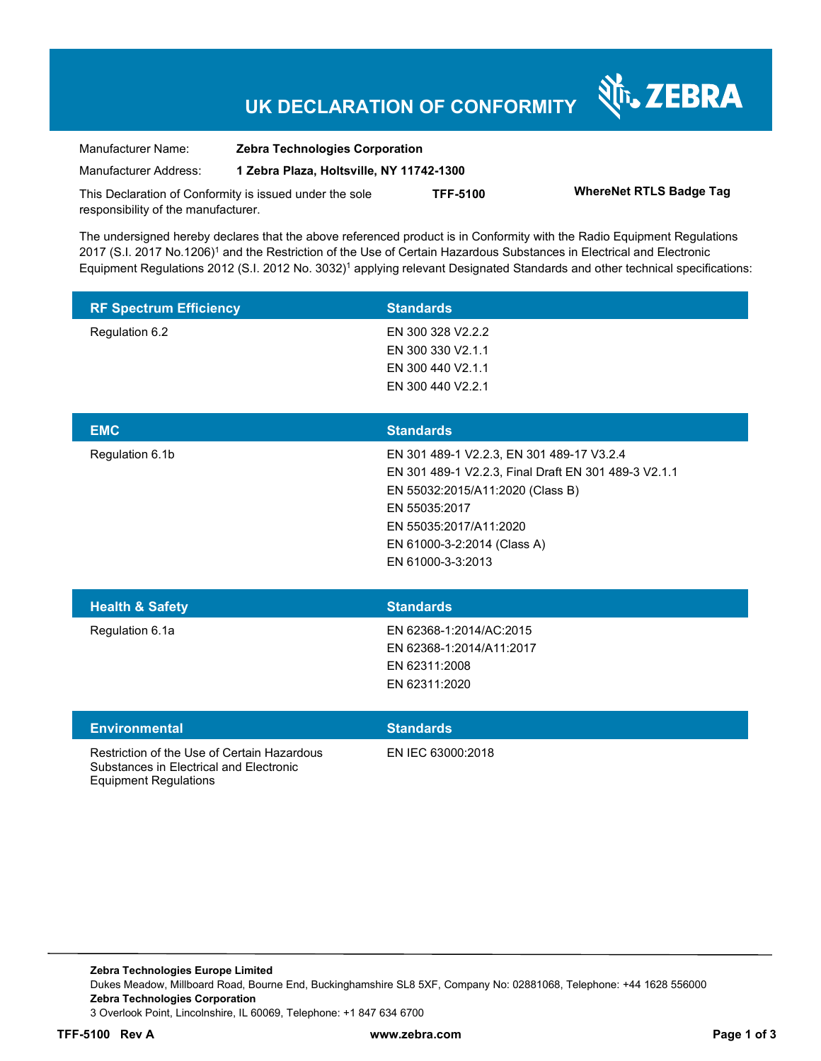# UK DECLARATION OF CONFORMITY

ZEBRA

| | |
|---|---|
| Manufacturer Name: | **Zebra Technologies Corporation** |
| Manufacturer Address: | **1 Zebra Plaza, Holtsville, NY 11742-1300** |

This Declaration of Conformity is issued under the sole responsibility of the manufacturer. **TFF-5100** **WhereNet RTLS Badge Tag**

The undersigned hereby declares that the above referenced product is in Conformity with the Radio Equipment Regulations 2017 (S.I. 2017 No.1206)[1] and the Restriction of the Use of Certain Hazardous Substances in Electrical and Electronic Equipment Regulations 2012 (S.I. 2012 No. 3032)[1] applying relevant Designated Standards and other technical specifications:

| RF Spectrum Efficiency | Standards |
|---|---|
| Regulation 6.2 | EN 300 328 V2.2.2<br>EN 300 330 V2.1.1<br>EN 300 440 V2.1.1<br>EN 300 440 V2.2.1 |

| EMC | Standards |
|---|---|
| Regulation 6.1b | EN 301 489-1 V2.2.3, EN 301 489-17 V3.2.4<br>EN 301 489-1 V2.2.3, Final Draft EN 301 489-3 V2.1.1<br>EN 55032:2015/A11:2020 (Class B)<br>EN 55035:2017<br>EN 55035:2017/A11:2020<br>EN 61000-3-2:2014 (Class A)<br>EN 61000-3-3:2013 |

| Health & Safety | Standards |
|---|---|
| Regulation 6.1a | EN 62368-1:2014/AC:2015<br>EN 62368-1:2014/A11:2017<br>EN 62311:2008<br>EN 62311:2020 |

| Environmental | Standards |
|---|---|
| Restriction of the Use of Certain Hazardous Substances in Electrical and Electronic Equipment Regulations | EN IEC 63000:2018 |

**Zebra Technologies Europe Limited**
Dukes Meadow, Millboard Road, Bourne End, Buckinghamshire SL8 5XF, Company No: 02881068, Telephone: +44 1628 556000
**Zebra Technologies Corporation**
3 Overlook Point, Lincolnshire, IL 60069, Telephone: +1 847 634 6700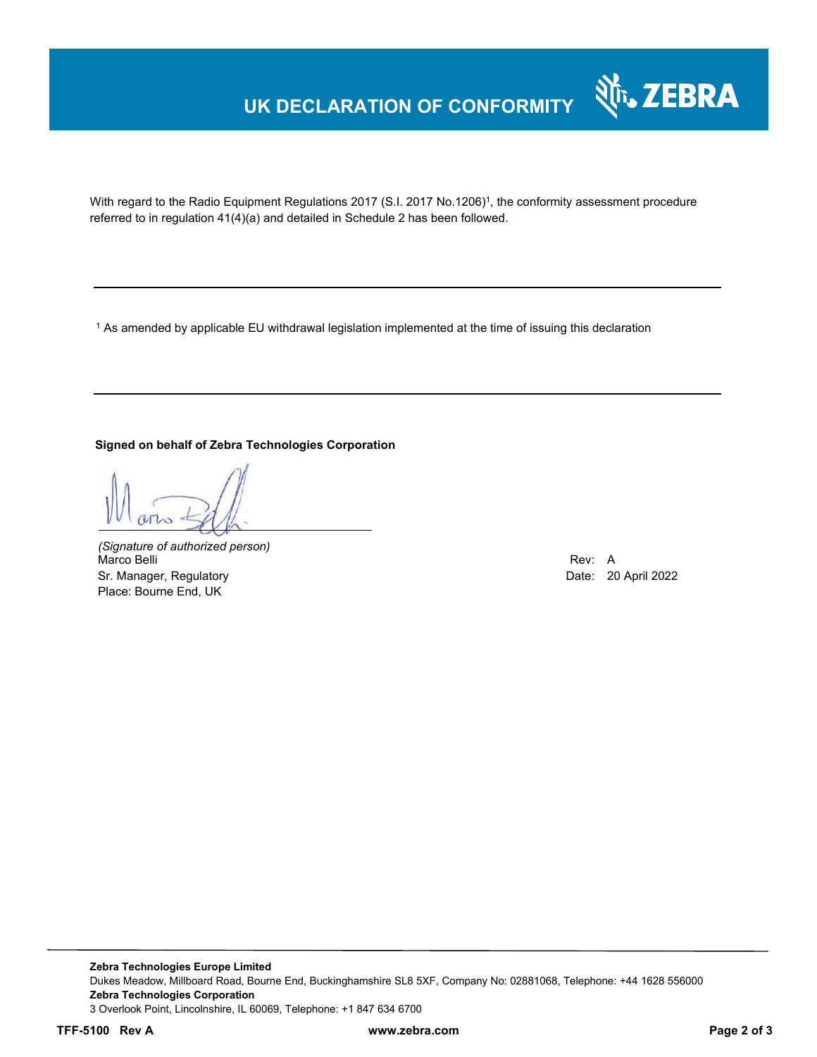# UK DECLARATION OF CONFORMITY

With regard to the Radio Equipment Regulations 2017 (S.I. 2017 No.1206)[1], the conformity assessment procedure referred to in regulation 41(4)(a) and detailed in Schedule 2 has been followed.

---

[1] As amended by applicable EU withdrawal legislation implemented at the time of issuing this declaration

---

**Signed on behalf of Zebra Technologies Corporation**

*(Signature of authorized person)*
Marco Belli
Sr. Manager, Regulatory
Place: Bourne End, UK

Rev: A
Date: 20 April 2022

**Zebra Technologies Europe Limited**
Dukes Meadow, Millboard Road, Bourne End, Buckinghamshire SL8 5XF, Company No: 02881068, Telephone: +44 1628 556000
**Zebra Technologies Corporation**
3 Overlook Point, Lincolnshire, IL 60069, Telephone: +1 847 634 6700

**TFF-5100 Rev A** **www.zebra.com**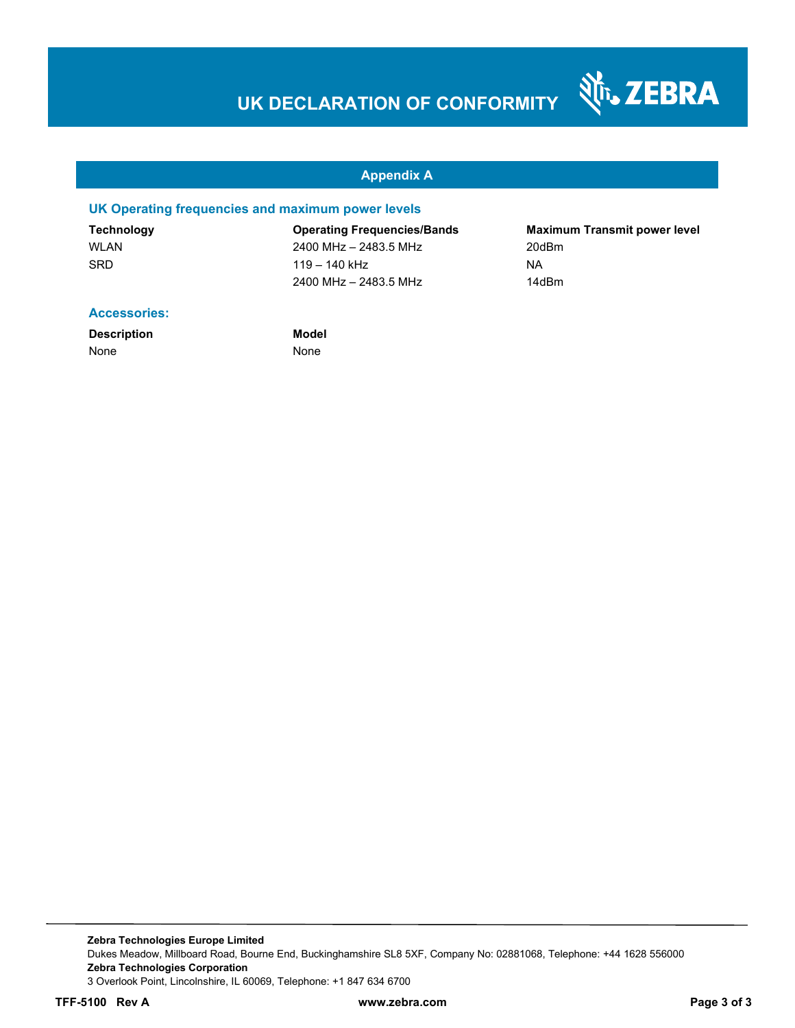# UK DECLARATION OF CONFORMITY

## Appendix A

### UK Operating frequencies and maximum power levels

| Technology | Operating Frequencies/Bands | Maximum Transmit power level |
|---|---|---|
| WLAN | 2400 MHz – 2483.5 MHz | 20dBm |
| SRD | 119 – 140 kHz | NA |
| | 2400 MHz – 2483.5 MHz | 14dBm |

### Accessories:

| Description | Model |
|---|---|
| None | None |

**Zebra Technologies Europe Limited**
Dukes Meadow, Millboard Road, Bourne End, Buckinghamshire SL8 5XF, Company No: 02881068, Telephone: +44 1628 556000
**Zebra Technologies Corporation**
3 Overlook Point, Lincolnshire, IL 60069, Telephone: +1 847 634 6700

**TFF-5100 Rev A** **www.zebra.com**